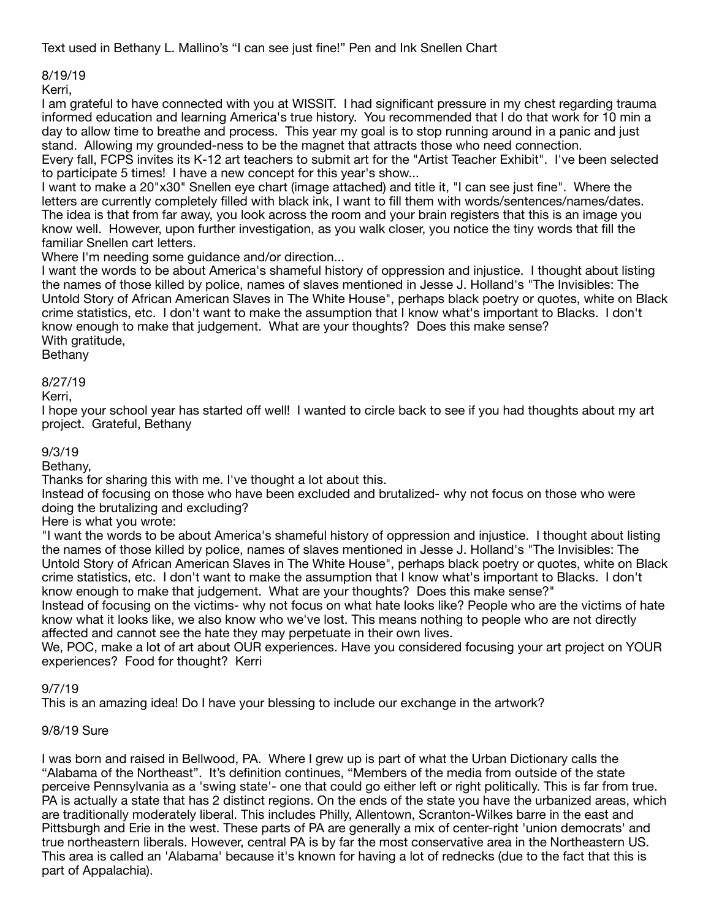Text used in Bethany L. Mallino's "I can see just fine!" Pen and Ink Snellen Chart

8/19/19

Kerri,

I am grateful to have connected with you at WISSIT. I had significant pressure in my chest regarding trauma informed education and learning America's true history. You recommended that I do that work for 10 min a day to allow time to breathe and process. This year my goal is to stop running around in a panic and just stand. Allowing my grounded-ness to be the magnet that attracts those who need connection.

Every fall, FCPS invites its K-12 art teachers to submit art for the "Artist Teacher Exhibit". I've been selected to participate 5 times! I have a new concept for this year's show...

I want to make a 20"x30" Snellen eye chart (image attached) and title it, "I can see just fine". Where the letters are currently completely filled with black ink, I want to fill them with words/sentences/names/dates. The idea is that from far away, you look across the room and your brain registers that this is an image you know well. However, upon further investigation, as you walk closer, you notice the tiny words that fill the familiar Snellen cart letters.

Where I'm needing some guidance and/or direction...

I want the words to be about America's shameful history of oppression and injustice. I thought about listing the names of those killed by police, names of slaves mentioned in Jesse J. Holland's "The Invisibles: The Untold Story of African American Slaves in The White House", perhaps black poetry or quotes, white on Black crime statistics, etc. I don't want to make the assumption that I know what's important to Blacks. I don't know enough to make that judgement. What are your thoughts? Does this make sense?

With gratitude,

Bethany

8/27/19

Kerri,

I hope your school year has started off well! I wanted to circle back to see if you had thoughts about my art project. Grateful, Bethany

9/3/19

Bethany,

Thanks for sharing this with me. I've thought a lot about this.

Instead of focusing on those who have been excluded and brutalized- why not focus on those who were doing the brutalizing and excluding?

Here is what you wrote:

"I want the words to be about America's shameful history of oppression and injustice. I thought about listing the names of those killed by police, names of slaves mentioned in Jesse J. Holland's "The Invisibles: The Untold Story of African American Slaves in The White House", perhaps black poetry or quotes, white on Black crime statistics, etc. I don't want to make the assumption that I know what's important to Blacks. I don't know enough to make that judgement. What are your thoughts? Does this make sense?"

Instead of focusing on the victims- why not focus on what hate looks like? People who are the victims of hate know what it looks like, we also know who we've lost. This means nothing to people who are not directly affected and cannot see the hate they may perpetuate in their own lives.

We, POC, make a lot of art about OUR experiences. Have you considered focusing your art project on YOUR experiences? Food for thought? Kerri

9/7/19

This is an amazing idea! Do I have your blessing to include our exchange in the artwork?

9/8/19 Sure

I was born and raised in Bellwood, PA. Where I grew up is part of what the Urban Dictionary calls the "Alabama of the Northeast". It's definition continues, "Members of the media from outside of the state perceive Pennsylvania as a 'swing state'- one that could go either left or right politically. This is far from true. PA is actually a state that has 2 distinct regions. On the ends of the state you have the urbanized areas, which are traditionally moderately liberal. This includes Philly, Allentown, Scranton-Wilkes barre in the east and Pittsburgh and Erie in the west. These parts of PA are generally a mix of center-right 'union democrats' and true northeastern liberals. However, central PA is by far the most conservative area in the Northeastern US. This area is called an 'Alabama' because it's known for having a lot of rednecks (due to the fact that this is part of Appalachia).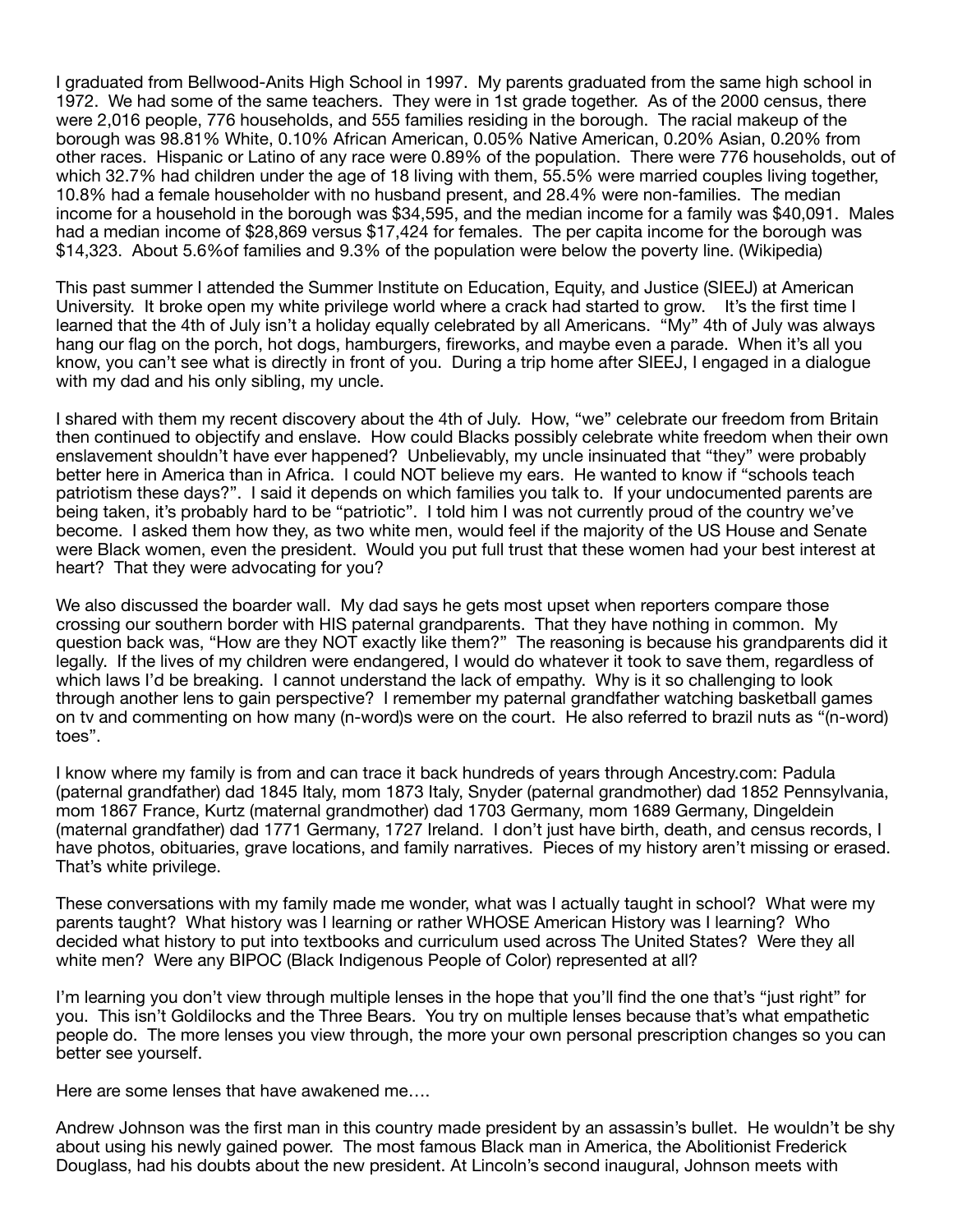I graduated from Bellwood-Anits High School in 1997. My parents graduated from the same high school in 1972. We had some of the same teachers. They were in 1st grade together. As of the 2000 census, there were 2,016 people, 776 households, and 555 families residing in the borough. The racial makeup of the borough was 98.81% White, 0.10% African American, 0.05% Native American, 0.20% Asian, 0.20% from other races. Hispanic or Latino of any race were 0.89% of the population. There were 776 households, out of which 32.7% had children under the age of 18 living with them, 55.5% were married couples living together, 10.8% had a female householder with no husband present, and 28.4% were non-families. The median income for a household in the borough was $34,595, and the median income for a family was $40,091. Males had a median income of $28,869 versus $17,424 for females. The per capita income for the borough was $14,323. About 5.6%of families and 9.3% of the population were below the poverty line. (Wikipedia)

This past summer I attended the Summer Institute on Education, Equity, and Justice (SIEEJ) at American University. It broke open my white privilege world where a crack had started to grow. It's the first time I learned that the 4th of July isn't a holiday equally celebrated by all Americans. "My" 4th of July was always hang our flag on the porch, hot dogs, hamburgers, fireworks, and maybe even a parade. When it's all you know, you can't see what is directly in front of you. During a trip home after SIEEJ, I engaged in a dialogue with my dad and his only sibling, my uncle.

I shared with them my recent discovery about the 4th of July. How, "we" celebrate our freedom from Britain then continued to objectify and enslave. How could Blacks possibly celebrate white freedom when their own enslavement shouldn't have ever happened? Unbelievably, my uncle insinuated that "they" were probably better here in America than in Africa. I could NOT believe my ears. He wanted to know if "schools teach patriotism these days?". I said it depends on which families you talk to. If your undocumented parents are being taken, it's probably hard to be "patriotic". I told him I was not currently proud of the country we've become. I asked them how they, as two white men, would feel if the majority of the US House and Senate were Black women, even the president. Would you put full trust that these women had your best interest at heart? That they were advocating for you?

We also discussed the boarder wall. My dad says he gets most upset when reporters compare those crossing our southern border with HIS paternal grandparents. That they have nothing in common. My question back was, "How are they NOT exactly like them?" The reasoning is because his grandparents did it legally. If the lives of my children were endangered, I would do whatever it took to save them, regardless of which laws I'd be breaking. I cannot understand the lack of empathy. Why is it so challenging to look through another lens to gain perspective? I remember my paternal grandfather watching basketball games on tv and commenting on how many (n-word)s were on the court. He also referred to brazil nuts as "(n-word) toes".

I know where my family is from and can trace it back hundreds of years through Ancestry.com: Padula (paternal grandfather) dad 1845 Italy, mom 1873 Italy, Snyder (paternal grandmother) dad 1852 Pennsylvania, mom 1867 France, Kurtz (maternal grandmother) dad 1703 Germany, mom 1689 Germany, Dingeldein (maternal grandfather) dad 1771 Germany, 1727 Ireland. I don't just have birth, death, and census records, I have photos, obituaries, grave locations, and family narratives. Pieces of my history aren't missing or erased. That's white privilege.

These conversations with my family made me wonder, what was I actually taught in school? What were my parents taught? What history was I learning or rather WHOSE American History was I learning? Who decided what history to put into textbooks and curriculum used across The United States? Were they all white men? Were any BIPOC (Black Indigenous People of Color) represented at all?

I'm learning you don't view through multiple lenses in the hope that you'll find the one that's "just right" for you. This isn't Goldilocks and the Three Bears. You try on multiple lenses because that's what empathetic people do. The more lenses you view through, the more your own personal prescription changes so you can better see yourself.

Here are some lenses that have awakened me….

Andrew Johnson was the first man in this country made president by an assassin's bullet. He wouldn't be shy about using his newly gained power. The most famous Black man in America, the Abolitionist Frederick Douglass, had his doubts about the new president. At Lincoln's second inaugural, Johnson meets with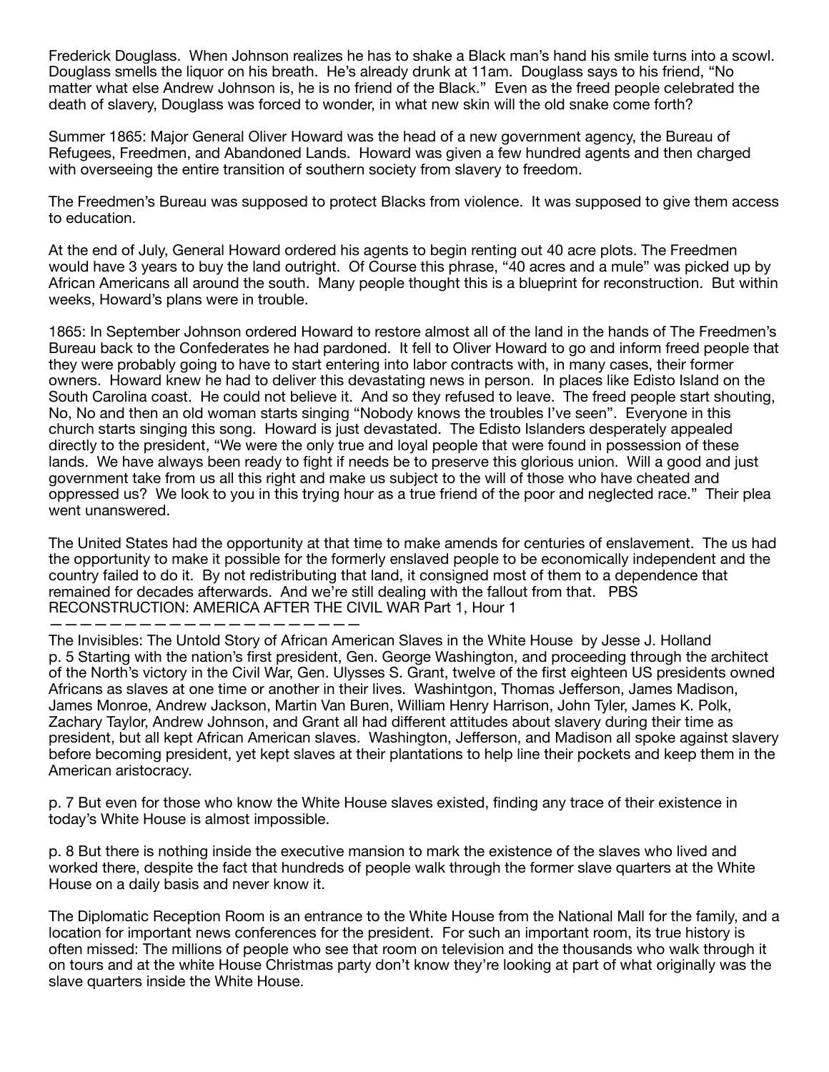Frederick Douglass. When Johnson realizes he has to shake a Black man's hand his smile turns into a scowl. Douglass smells the liquor on his breath. He's already drunk at 11am. Douglass says to his friend, "No matter what else Andrew Johnson is, he is no friend of the Black." Even as the freed people celebrated the death of slavery, Douglass was forced to wonder, in what new skin will the old snake come forth?

Summer 1865: Major General Oliver Howard was the head of a new government agency, the Bureau of Refugees, Freedmen, and Abandoned Lands. Howard was given a few hundred agents and then charged with overseeing the entire transition of southern society from slavery to freedom.

The Freedmen's Bureau was supposed to protect Blacks from violence. It was supposed to give them access to education.

At the end of July, General Howard ordered his agents to begin renting out 40 acre plots. The Freedmen would have 3 years to buy the land outright. Of Course this phrase, "40 acres and a mule" was picked up by African Americans all around the south. Many people thought this is a blueprint for reconstruction. But within weeks, Howard's plans were in trouble.

1865: In September Johnson ordered Howard to restore almost all of the land in the hands of The Freedmen's Bureau back to the Confederates he had pardoned. It fell to Oliver Howard to go and inform freed people that they were probably going to have to start entering into labor contracts with, in many cases, their former owners. Howard knew he had to deliver this devastating news in person. In places like Edisto Island on the South Carolina coast. He could not believe it. And so they refused to leave. The freed people start shouting, No, No and then an old woman starts singing "Nobody knows the troubles I've seen". Everyone in this church starts singing this song. Howard is just devastated. The Edisto Islanders desperately appealed directly to the president, "We were the only true and loyal people that were found in possession of these lands. We have always been ready to fight if needs be to preserve this glorious union. Will a good and just government take from us all this right and make us subject to the will of those who have cheated and oppressed us? We look to you in this trying hour as a true friend of the poor and neglected race." Their plea went unanswered.

The United States had the opportunity at that time to make amends for centuries of enslavement. The us had the opportunity to make it possible for the formerly enslaved people to be economically independent and the country failed to do it. By not redistributing that land, it consigned most of them to a dependence that remained for decades afterwards. And we're still dealing with the fallout from that. PBS RECONSTRUCTION: AMERICA AFTER THE CIVIL WAR Part 1, Hour 1

———————————————————————

The Invisibles: The Untold Story of African American Slaves in the White House by Jesse J. Holland

p. 5 Starting with the nation's first president, Gen. George Washington, and proceeding through the architect of the North's victory in the Civil War, Gen. Ulysses S. Grant, twelve of the first eighteen US presidents owned Africans as slaves at one time or another in their lives. Washintgon, Thomas Jefferson, James Madison, James Monroe, Andrew Jackson, Martin Van Buren, William Henry Harrison, John Tyler, James K. Polk, Zachary Taylor, Andrew Johnson, and Grant all had different attitudes about slavery during their time as president, but all kept African American slaves. Washington, Jefferson, and Madison all spoke against slavery before becoming president, yet kept slaves at their plantations to help line their pockets and keep them in the American aristocracy.

p. 7 But even for those who know the White House slaves existed, finding any trace of their existence in today's White House is almost impossible.

p. 8 But there is nothing inside the executive mansion to mark the existence of the slaves who lived and worked there, despite the fact that hundreds of people walk through the former slave quarters at the White House on a daily basis and never know it.

The Diplomatic Reception Room is an entrance to the White House from the National Mall for the family, and a location for important news conferences for the president. For such an important room, its true history is often missed: The millions of people who see that room on television and the thousands who walk through it on tours and at the white House Christmas party don't know they're looking at part of what originally was the slave quarters inside the White House.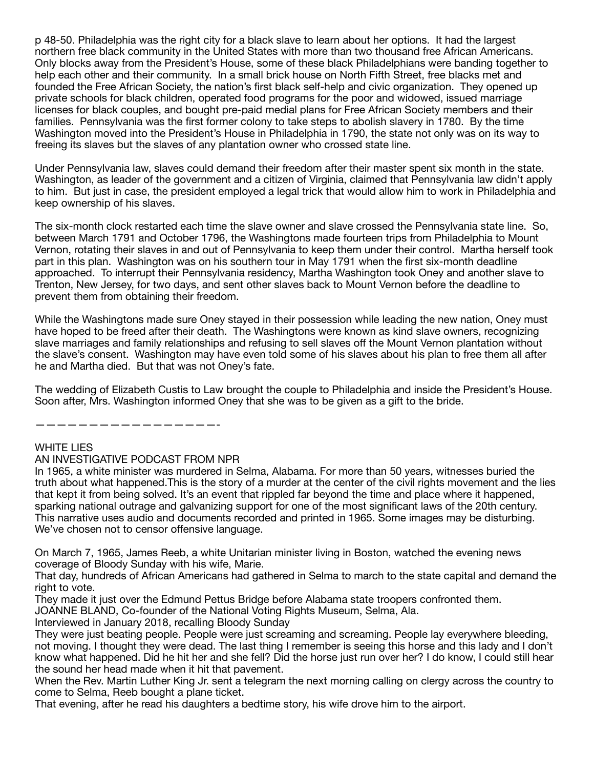p 48-50. Philadelphia was the right city for a black slave to learn about her options. It had the largest northern free black community in the United States with more than two thousand free African Americans. Only blocks away from the President's House, some of these black Philadelphians were banding together to help each other and their community. In a small brick house on North Fifth Street, free blacks met and founded the Free African Society, the nation's first black self-help and civic organization. They opened up private schools for black children, operated food programs for the poor and widowed, issued marriage licenses for black couples, and bought pre-paid medial plans for Free African Society members and their families. Pennsylvania was the first former colony to take steps to abolish slavery in 1780. By the time Washington moved into the President's House in Philadelphia in 1790, the state not only was on its way to freeing its slaves but the slaves of any plantation owner who crossed state line.

Under Pennsylvania law, slaves could demand their freedom after their master spent six month in the state. Washington, as leader of the government and a citizen of Virginia, claimed that Pennsylvania law didn't apply to him. But just in case, the president employed a legal trick that would allow him to work in Philadelphia and keep ownership of his slaves.

The six-month clock restarted each time the slave owner and slave crossed the Pennsylvania state line. So, between March 1791 and October 1796, the Washingtons made fourteen trips from Philadelphia to Mount Vernon, rotating their slaves in and out of Pennsylvania to keep them under their control. Martha herself took part in this plan. Washington was on his southern tour in May 1791 when the first six-month deadline approached. To interrupt their Pennsylvania residency, Martha Washington took Oney and another slave to Trenton, New Jersey, for two days, and sent other slaves back to Mount Vernon before the deadline to prevent them from obtaining their freedom.

While the Washingtons made sure Oney stayed in their possession while leading the new nation, Oney must have hoped to be freed after their death. The Washingtons were known as kind slave owners, recognizing slave marriages and family relationships and refusing to sell slaves off the Mount Vernon plantation without the slave's consent. Washington may have even told some of his slaves about his plan to free them all after he and Martha died. But that was not Oney's fate.

The wedding of Elizabeth Custis to Law brought the couple to Philadelphia and inside the President's House. Soon after, Mrs. Washington informed Oney that she was to be given as a gift to the bride.

——————————————————-

WHITE LIES

AN INVESTIGATIVE PODCAST FROM NPR

In 1965, a white minister was murdered in Selma, Alabama. For more than 50 years, witnesses buried the truth about what happened.This is the story of a murder at the center of the civil rights movement and the lies that kept it from being solved. It's an event that rippled far beyond the time and place where it happened, sparking national outrage and galvanizing support for one of the most significant laws of the 20th century. This narrative uses audio and documents recorded and printed in 1965. Some images may be disturbing. We've chosen not to censor offensive language.

On March 7, 1965, James Reeb, a white Unitarian minister living in Boston, watched the evening news coverage of Bloody Sunday with his wife, Marie.

That day, hundreds of African Americans had gathered in Selma to march to the state capital and demand the right to vote.

They made it just over the Edmund Pettus Bridge before Alabama state troopers confronted them.

JOANNE BLAND, Co-founder of the National Voting Rights Museum, Selma, Ala.

Interviewed in January 2018, recalling Bloody Sunday

They were just beating people. People were just screaming and screaming. People lay everywhere bleeding, not moving. I thought they were dead. The last thing I remember is seeing this horse and this lady and I don't know what happened. Did he hit her and she fell? Did the horse just run over her? I do know, I could still hear the sound her head made when it hit that pavement.

When the Rev. Martin Luther King Jr. sent a telegram the next morning calling on clergy across the country to come to Selma, Reeb bought a plane ticket.

That evening, after he read his daughters a bedtime story, his wife drove him to the airport.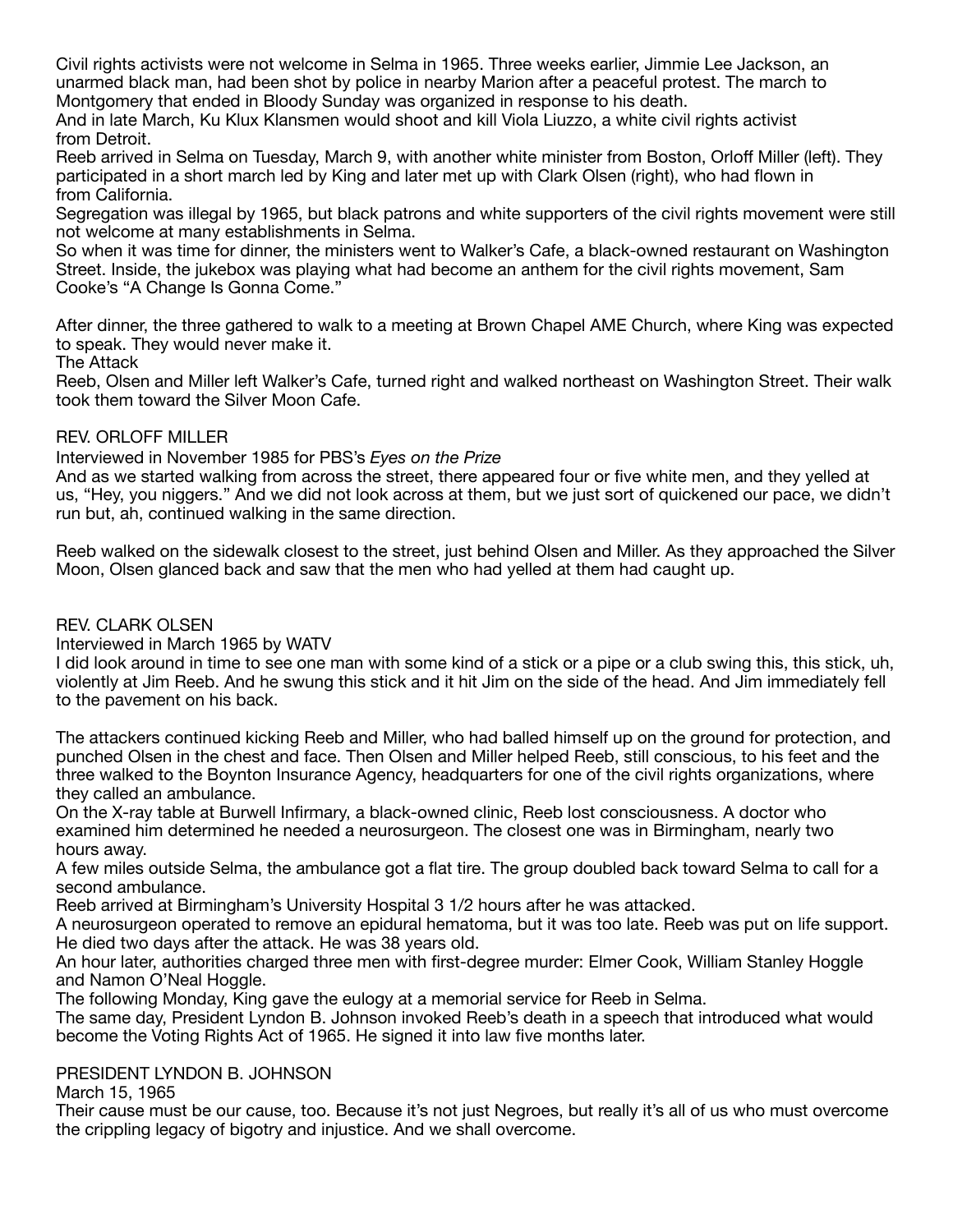Civil rights activists were not welcome in Selma in 1965. Three weeks earlier, Jimmie Lee Jackson, an unarmed black man, had been shot by police in nearby Marion after a peaceful protest. The march to Montgomery that ended in Bloody Sunday was organized in response to his death.

And in late March, Ku Klux Klansmen would shoot and kill Viola Liuzzo, a white civil rights activist from Detroit.

Reeb arrived in Selma on Tuesday, March 9, with another white minister from Boston, Orloff Miller (left). They participated in a short march led by King and later met up with Clark Olsen (right), who had flown in from California.

Segregation was illegal by 1965, but black patrons and white supporters of the civil rights movement were still not welcome at many establishments in Selma.

So when it was time for dinner, the ministers went to Walker's Cafe, a black-owned restaurant on Washington Street. Inside, the jukebox was playing what had become an anthem for the civil rights movement, Sam Cooke's "A Change Is Gonna Come."

After dinner, the three gathered to walk to a meeting at Brown Chapel AME Church, where King was expected to speak. They would never make it.

## The Attack

Reeb, Olsen and Miller left Walker's Cafe, turned right and walked northeast on Washington Street. Their walk took them toward the Silver Moon Cafe.

REV. ORLOFF MILLER

Interviewed in November 1985 for PBS's *Eyes on the Prize*

And as we started walking from across the street, there appeared four or five white men, and they yelled at us, "Hey, you niggers." And we did not look across at them, but we just sort of quickened our pace, we didn't run but, ah, continued walking in the same direction.

Reeb walked on the sidewalk closest to the street, just behind Olsen and Miller. As they approached the Silver Moon, Olsen glanced back and saw that the men who had yelled at them had caught up.

REV. CLARK OLSEN

Interviewed in March 1965 by WATV

I did look around in time to see one man with some kind of a stick or a pipe or a club swing this, this stick, uh, violently at Jim Reeb. And he swung this stick and it hit Jim on the side of the head. And Jim immediately fell to the pavement on his back.

The attackers continued kicking Reeb and Miller, who had balled himself up on the ground for protection, and punched Olsen in the chest and face. Then Olsen and Miller helped Reeb, still conscious, to his feet and the three walked to the Boynton Insurance Agency, headquarters for one of the civil rights organizations, where they called an ambulance.

On the X-ray table at Burwell Infirmary, a black-owned clinic, Reeb lost consciousness. A doctor who examined him determined he needed a neurosurgeon. The closest one was in Birmingham, nearly two hours away.

A few miles outside Selma, the ambulance got a flat tire. The group doubled back toward Selma to call for a second ambulance.

Reeb arrived at Birmingham's University Hospital 3 1/2 hours after he was attacked.

A neurosurgeon operated to remove an epidural hematoma, but it was too late. Reeb was put on life support. He died two days after the attack. He was 38 years old.

An hour later, authorities charged three men with first-degree murder: Elmer Cook, William Stanley Hoggle and Namon O'Neal Hoggle.

The following Monday, King gave the eulogy at a memorial service for Reeb in Selma.

The same day, President Lyndon B. Johnson invoked Reeb's death in a speech that introduced what would become the Voting Rights Act of 1965. He signed it into law five months later.

PRESIDENT LYNDON B. JOHNSON

March 15, 1965

Their cause must be our cause, too. Because it's not just Negroes, but really it's all of us who must overcome the crippling legacy of bigotry and injustice. And we shall overcome.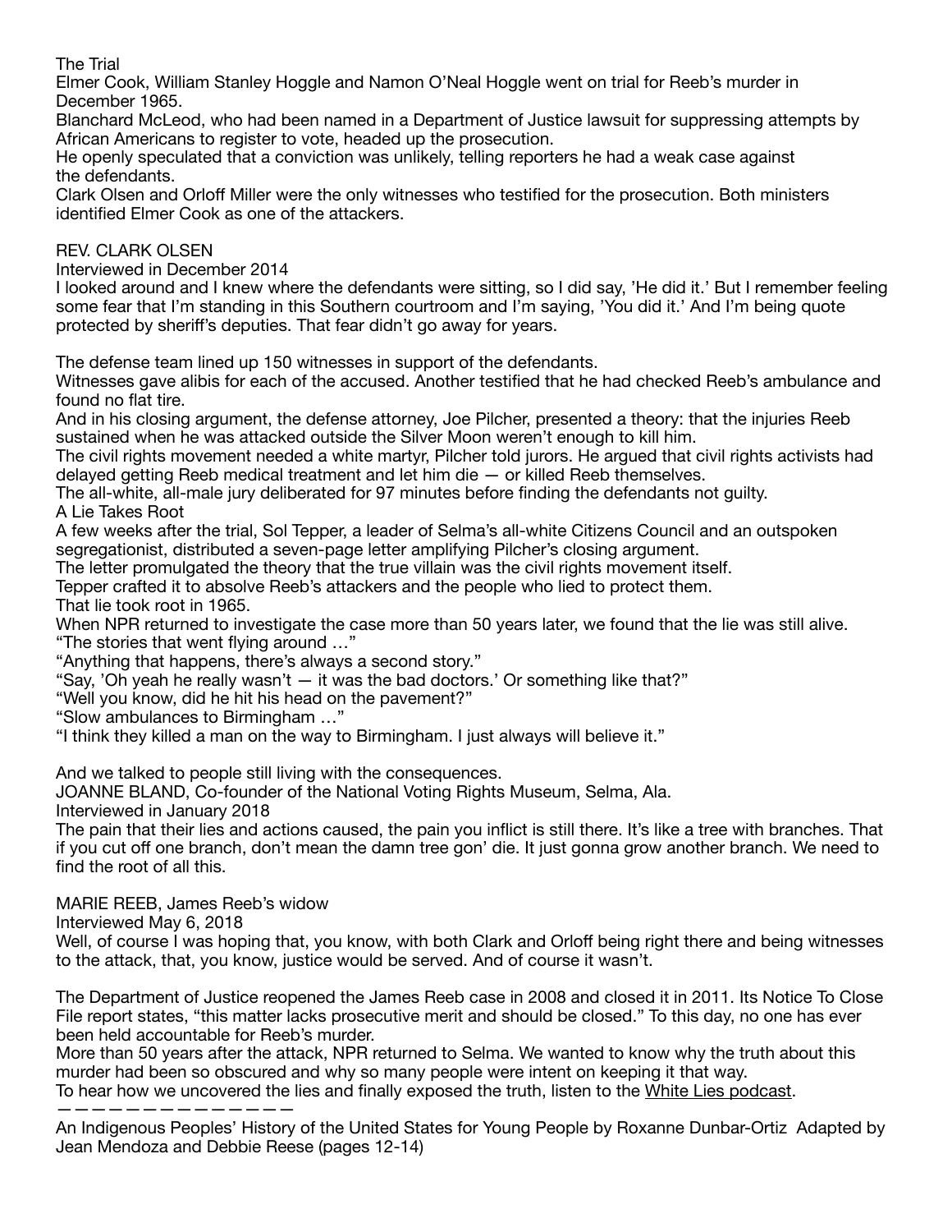## The Trial

Elmer Cook, William Stanley Hoggle and Namon O'Neal Hoggle went on trial for Reeb's murder in December 1965.

Blanchard McLeod, who had been named in a Department of Justice lawsuit for suppressing attempts by African Americans to register to vote, headed up the prosecution.

He openly speculated that a conviction was unlikely, telling reporters he had a weak case against the defendants.

Clark Olsen and Orloff Miller were the only witnesses who testified for the prosecution. Both ministers identified Elmer Cook as one of the attackers.

REV. CLARK OLSEN
Interviewed in December 2014
I looked around and I knew where the defendants were sitting, so I did say, 'He did it.' But I remember feeling some fear that I'm standing in this Southern courtroom and I'm saying, 'You did it.' And I'm being quote protected by sheriff's deputies. That fear didn't go away for years.

The defense team lined up 150 witnesses in support of the defendants.

Witnesses gave alibis for each of the accused. Another testified that he had checked Reeb's ambulance and found no flat tire.

And in his closing argument, the defense attorney, Joe Pilcher, presented a theory: that the injuries Reeb sustained when he was attacked outside the Silver Moon weren't enough to kill him.

The civil rights movement needed a white martyr, Pilcher told jurors. He argued that civil rights activists had delayed getting Reeb medical treatment and let him die — or killed Reeb themselves.

The all-white, all-male jury deliberated for 97 minutes before finding the defendants not guilty.

## A Lie Takes Root

A few weeks after the trial, Sol Tepper, a leader of Selma's all-white Citizens Council and an outspoken segregationist, distributed a seven-page letter amplifying Pilcher's closing argument.

The letter promulgated the theory that the true villain was the civil rights movement itself.

Tepper crafted it to absolve Reeb's attackers and the people who lied to protect them.

That lie took root in 1965.

When NPR returned to investigate the case more than 50 years later, we found that the lie was still alive.

"The stories that went flying around …"

"Anything that happens, there's always a second story."

"Say, 'Oh yeah he really wasn't — it was the bad doctors.' Or something like that?"

"Well you know, did he hit his head on the pavement?"

"Slow ambulances to Birmingham …"

"I think they killed a man on the way to Birmingham. I just always will believe it."

And we talked to people still living with the consequences.

JOANNE BLAND, Co-founder of the National Voting Rights Museum, Selma, Ala.
Interviewed in January 2018
The pain that their lies and actions caused, the pain you inflict is still there. It's like a tree with branches. That if you cut off one branch, don't mean the damn tree gon' die. It just gonna grow another branch. We need to find the root of all this.

MARIE REEB, James Reeb's widow
Interviewed May 6, 2018
Well, of course I was hoping that, you know, with both Clark and Orloff being right there and being witnesses to the attack, that, you know, justice would be served. And of course it wasn't.

The Department of Justice reopened the James Reeb case in 2008 and closed it in 2011. Its Notice To Close File report states, "this matter lacks prosecutive merit and should be closed." To this day, no one has ever been held accountable for Reeb's murder.

More than 50 years after the attack, NPR returned to Selma. We wanted to know why the truth about this murder had been so obscured and why so many people were intent on keeping it that way.

To hear how we uncovered the lies and finally exposed the truth, listen to the White Lies podcast.

—————————————

An Indigenous Peoples' History of the United States for Young People by Roxanne Dunbar-Ortiz Adapted by Jean Mendoza and Debbie Reese (pages 12-14)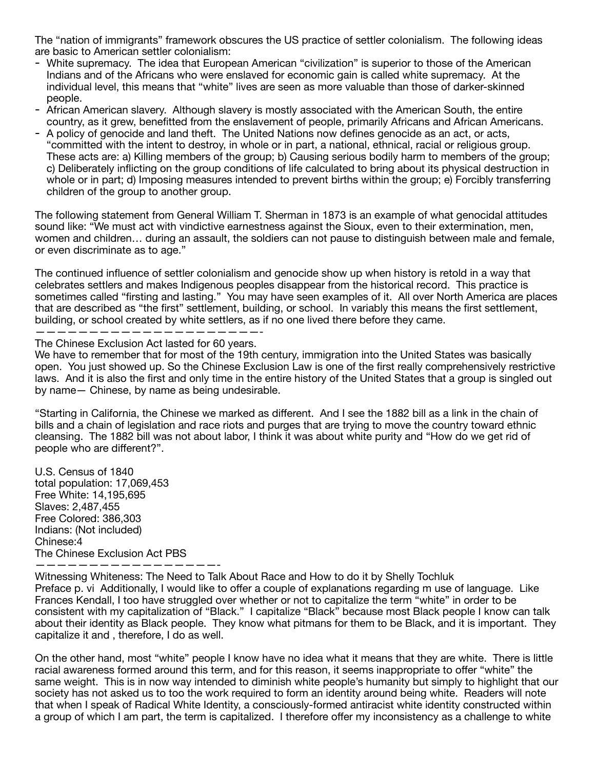The "nation of immigrants" framework obscures the US practice of settler colonialism. The following ideas are basic to American settler colonialism:

- White supremacy. The idea that European American "civilization" is superior to those of the American Indians and of the Africans who were enslaved for economic gain is called white supremacy. At the individual level, this means that "white" lives are seen as more valuable than those of darker-skinned people.
- African American slavery. Although slavery is mostly associated with the American South, the entire country, as it grew, benefitted from the enslavement of people, primarily Africans and African Americans.
- A policy of genocide and land theft. The United Nations now defines genocide as an act, or acts, "committed with the intent to destroy, in whole or in part, a national, ethnical, racial or religious group. These acts are: a) Killing members of the group; b) Causing serious bodily harm to members of the group; c) Deliberately inflicting on the group conditions of life calculated to bring about its physical destruction in whole or in part; d) Imposing measures intended to prevent births within the group; e) Forcibly transferring children of the group to another group.

The following statement from General William T. Sherman in 1873 is an example of what genocidal attitudes sound like: "We must act with vindictive earnestness against the Sioux, even to their extermination, men, women and children… during an assault, the soldiers can not pause to distinguish between male and female, or even discriminate as to age."

The continued influence of settler colonialism and genocide show up when history is retold in a way that celebrates settlers and makes Indigenous peoples disappear from the historical record. This practice is sometimes called "firsting and lasting." You may have seen examples of it. All over North America are places that are described as "the first" settlement, building, or school. In variably this means the first settlement, building, or school created by white settlers, as if no one lived there before they came.

———————————————————-

The Chinese Exclusion Act lasted for 60 years.
We have to remember that for most of the 19th century, immigration into the United States was basically open. You just showed up. So the Chinese Exclusion Law is one of the first really comprehensively restrictive laws. And it is also the first and only time in the entire history of the United States that a group is singled out by name— Chinese, by name as being undesirable.

"Starting in California, the Chinese we marked as different. And I see the 1882 bill as a link in the chain of bills and a chain of legislation and race riots and purges that are trying to move the country toward ethnic cleansing. The 1882 bill was not about labor, I think it was about white purity and "How do we get rid of people who are different?".

U.S. Census of 1840
total population: 17,069,453
Free White: 14,195,695
Slaves: 2,487,455
Free Colored: 386,303
Indians: (Not included)
Chinese:4
The Chinese Exclusion Act PBS

—————————————————-

Witnessing Whiteness: The Need to Talk About Race and How to do it by Shelly Tochluk
Preface p. vi Additionally, I would like to offer a couple of explanations regarding m use of language. Like Frances Kendall, I too have struggled over whether or not to capitalize the term "white" in order to be consistent with my capitalization of "Black." I capitalize "Black" because most Black people I know can talk about their identity as Black people. They know what pitmans for them to be Black, and it is important. They capitalize it and , therefore, I do as well.

On the other hand, most "white" people I know have no idea what it means that they are white. There is little racial awareness formed around this term, and for this reason, it seems inappropriate to offer "white" the same weight. This is in now way intended to diminish white people's humanity but simply to highlight that our society has not asked us to too the work required to form an identity around being white. Readers will note that when I speak of Radical White Identity, a consciously-formed antiracist white identity constructed within a group of which I am part, the term is capitalized. I therefore offer my inconsistency as a challenge to white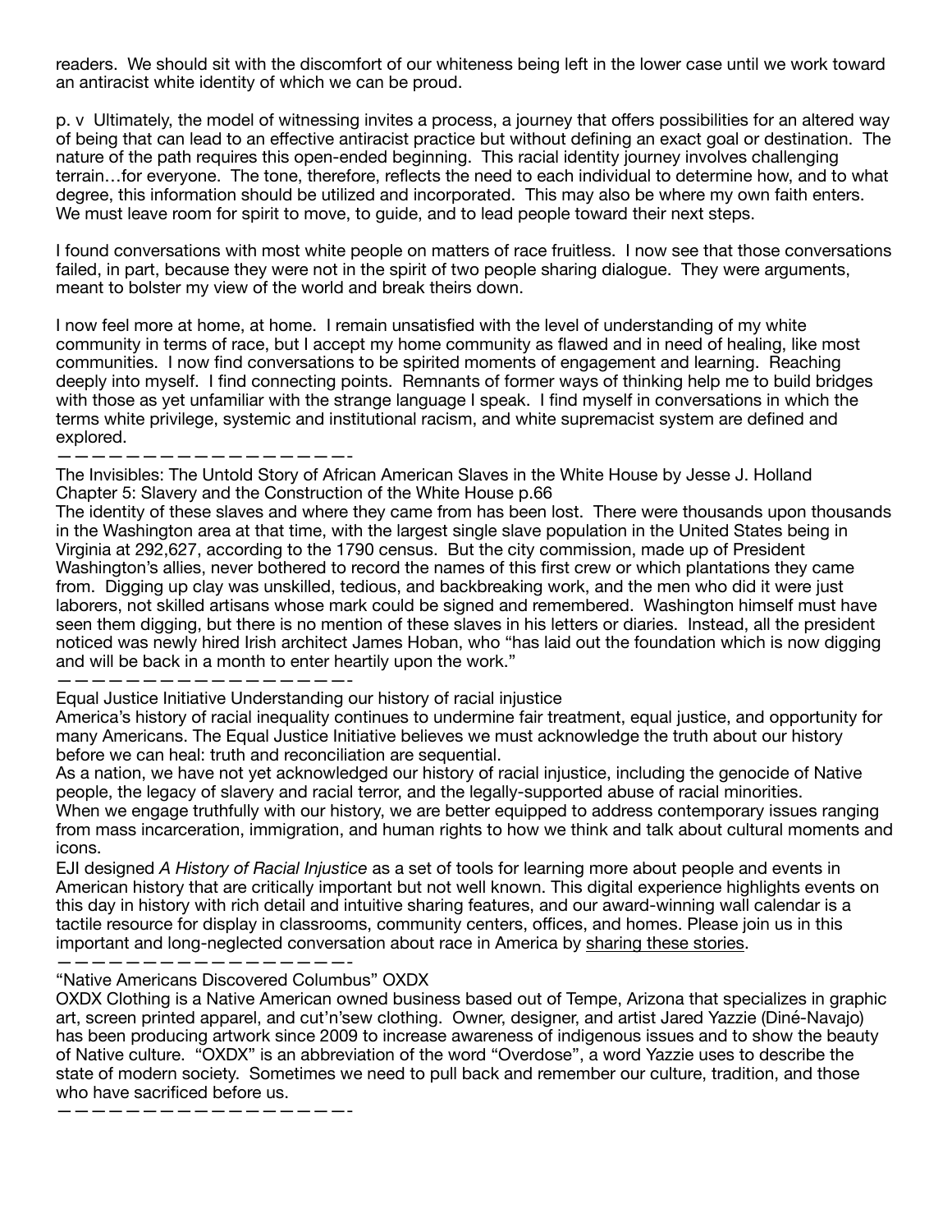readers. We should sit with the discomfort of our whiteness being left in the lower case until we work toward an antiracist white identity of which we can be proud.

p. v Ultimately, the model of witnessing invites a process, a journey that offers possibilities for an altered way of being that can lead to an effective antiracist practice but without defining an exact goal or destination. The nature of the path requires this open-ended beginning. This racial identity journey involves challenging terrain…for everyone. The tone, therefore, reflects the need to each individual to determine how, and to what degree, this information should be utilized and incorporated. This may also be where my own faith enters. We must leave room for spirit to move, to guide, and to lead people toward their next steps.

I found conversations with most white people on matters of race fruitless. I now see that those conversations failed, in part, because they were not in the spirit of two people sharing dialogue. They were arguments, meant to bolster my view of the world and break theirs down.

I now feel more at home, at home. I remain unsatisfied with the level of understanding of my white community in terms of race, but I accept my home community as flawed and in need of healing, like most communities. I now find conversations to be spirited moments of engagement and learning. Reaching deeply into myself. I find connecting points. Remnants of former ways of thinking help me to build bridges with those as yet unfamiliar with the strange language I speak. I find myself in conversations in which the terms white privilege, systemic and institutional racism, and white supremacist system are defined and explored.

——————————————————-

The Invisibles: The Untold Story of African American Slaves in the White House by Jesse J. Holland
Chapter 5: Slavery and the Construction of the White House p.66
The identity of these slaves and where they came from has been lost. There were thousands upon thousands in the Washington area at that time, with the largest single slave population in the United States being in Virginia at 292,627, according to the 1790 census. But the city commission, made up of President Washington's allies, never bothered to record the names of this first crew or which plantations they came from. Digging up clay was unskilled, tedious, and backbreaking work, and the men who did it were just laborers, not skilled artisans whose mark could be signed and remembered. Washington himself must have seen them digging, but there is no mention of these slaves in his letters or diaries. Instead, all the president noticed was newly hired Irish architect James Hoban, who "has laid out the foundation which is now digging and will be back in a month to enter heartily upon the work."

——————————————————-

Equal Justice Initiative Understanding our history of racial injustice
America's history of racial inequality continues to undermine fair treatment, equal justice, and opportunity for many Americans. The Equal Justice Initiative believes we must acknowledge the truth about our history before we can heal: truth and reconciliation are sequential.
As a nation, we have not yet acknowledged our history of racial injustice, including the genocide of Native people, the legacy of slavery and racial terror, and the legally-supported abuse of racial minorities.
When we engage truthfully with our history, we are better equipped to address contemporary issues ranging from mass incarceration, immigration, and human rights to how we think and talk about cultural moments and icons.
EJI designed *A History of Racial Injustice* as a set of tools for learning more about people and events in American history that are critically important but not well known. This digital experience highlights events on this day in history with rich detail and intuitive sharing features, and our award-winning wall calendar is a tactile resource for display in classrooms, community centers, offices, and homes. Please join us in this important and long-neglected conversation about race in America by sharing these stories.

——————————————————-

"Native Americans Discovered Columbus" OXDX
OXDX Clothing is a Native American owned business based out of Tempe, Arizona that specializes in graphic art, screen printed apparel, and cut'n'sew clothing. Owner, designer, and artist Jared Yazzie (Diné-Navajo) has been producing artwork since 2009 to increase awareness of indigenous issues and to show the beauty of Native culture. "OXDX" is an abbreviation of the word "Overdose", a word Yazzie uses to describe the state of modern society. Sometimes we need to pull back and remember our culture, tradition, and those who have sacrificed before us.

——————————————————-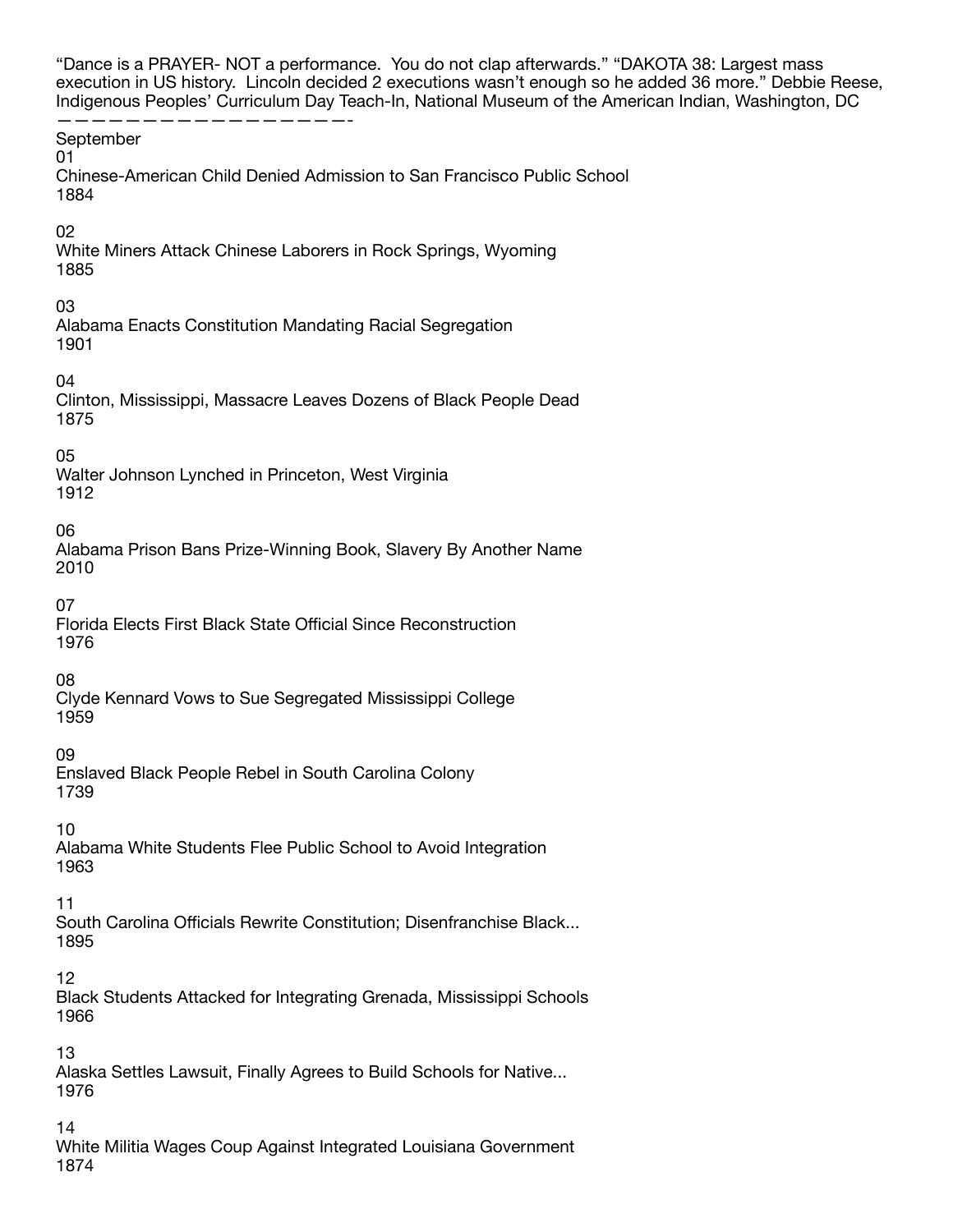"Dance is a PRAYER- NOT a performance.  You do not clap afterwards." "DAKOTA 38: Largest mass execution in US history.  Lincoln decided 2 executions wasn't enough so he added 36 more." Debbie Reese, Indigenous Peoples' Curriculum Day Teach-In, National Museum of the American Indian, Washington, DC

——————————————————-

September

01
Chinese-American Child Denied Admission to San Francisco Public School
1884

02
White Miners Attack Chinese Laborers in Rock Springs, Wyoming
1885

03
Alabama Enacts Constitution Mandating Racial Segregation
1901

04
Clinton, Mississippi, Massacre Leaves Dozens of Black People Dead
1875

05
Walter Johnson Lynched in Princeton, West Virginia
1912

06
Alabama Prison Bans Prize-Winning Book, Slavery By Another Name
2010

07
Florida Elects First Black State Official Since Reconstruction
1976

08
Clyde Kennard Vows to Sue Segregated Mississippi College
1959

09
Enslaved Black People Rebel in South Carolina Colony
1739

10
Alabama White Students Flee Public School to Avoid Integration
1963

11
South Carolina Officials Rewrite Constitution; Disenfranchise Black...
1895

12
Black Students Attacked for Integrating Grenada, Mississippi Schools
1966

13
Alaska Settles Lawsuit, Finally Agrees to Build Schools for Native...
1976

14
White Militia Wages Coup Against Integrated Louisiana Government
1874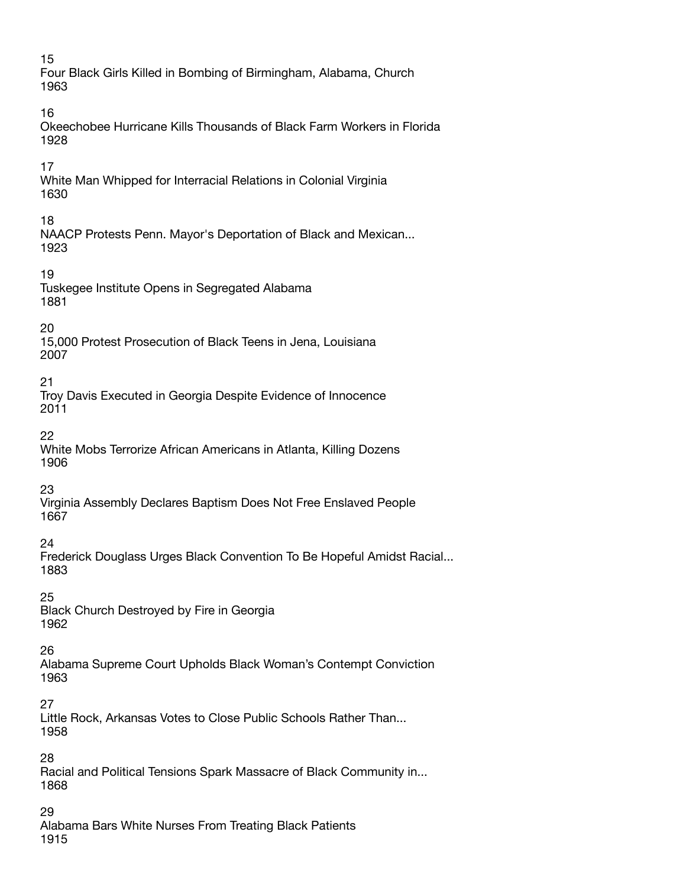15
Four Black Girls Killed in Bombing of Birmingham, Alabama, Church
1963

16
Okeechobee Hurricane Kills Thousands of Black Farm Workers in Florida
1928

17
White Man Whipped for Interracial Relations in Colonial Virginia
1630

18
NAACP Protests Penn. Mayor's Deportation of Black and Mexican...
1923

19
Tuskegee Institute Opens in Segregated Alabama
1881

20
15,000 Protest Prosecution of Black Teens in Jena, Louisiana
2007

21
Troy Davis Executed in Georgia Despite Evidence of Innocence
2011

22
White Mobs Terrorize African Americans in Atlanta, Killing Dozens
1906

23
Virginia Assembly Declares Baptism Does Not Free Enslaved People
1667

24
Frederick Douglass Urges Black Convention To Be Hopeful Amidst Racial...
1883

25
Black Church Destroyed by Fire in Georgia
1962

26
Alabama Supreme Court Upholds Black Woman's Contempt Conviction
1963

27
Little Rock, Arkansas Votes to Close Public Schools Rather Than...
1958

28
Racial and Political Tensions Spark Massacre of Black Community in...
1868

29
Alabama Bars White Nurses From Treating Black Patients
1915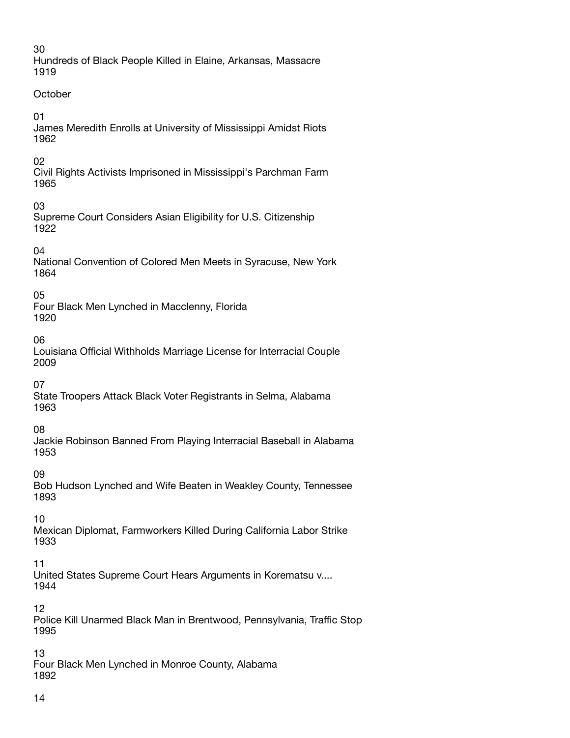30
Hundreds of Black People Killed in Elaine, Arkansas, Massacre
1919

October

01
James Meredith Enrolls at University of Mississippi Amidst Riots
1962

02
Civil Rights Activists Imprisoned in Mississippi's Parchman Farm
1965

03
Supreme Court Considers Asian Eligibility for U.S. Citizenship
1922

04
National Convention of Colored Men Meets in Syracuse, New York
1864

05
Four Black Men Lynched in Macclenny, Florida
1920

06
Louisiana Official Withholds Marriage License for Interracial Couple
2009

07
State Troopers Attack Black Voter Registrants in Selma, Alabama
1963

08
Jackie Robinson Banned From Playing Interracial Baseball in Alabama
1953

09
Bob Hudson Lynched and Wife Beaten in Weakley County, Tennessee
1893

10
Mexican Diplomat, Farmworkers Killed During California Labor Strike
1933

11
United States Supreme Court Hears Arguments in Korematsu v....
1944

12
Police Kill Unarmed Black Man in Brentwood, Pennsylvania, Traffic Stop
1995

13
Four Black Men Lynched in Monroe County, Alabama
1892

14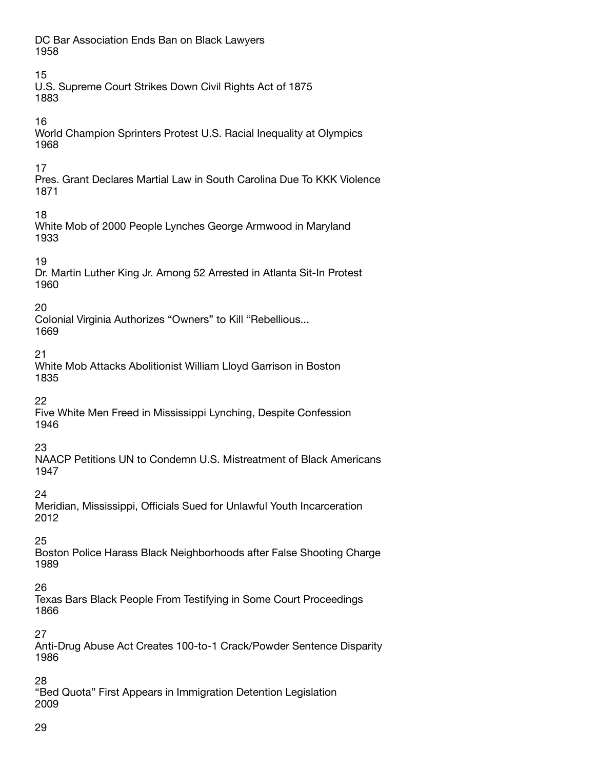DC Bar Association Ends Ban on Black Lawyers
1958

15
U.S. Supreme Court Strikes Down Civil Rights Act of 1875
1883

16
World Champion Sprinters Protest U.S. Racial Inequality at Olympics
1968

17
Pres. Grant Declares Martial Law in South Carolina Due To KKK Violence
1871

18
White Mob of 2000 People Lynches George Armwood in Maryland
1933

19
Dr. Martin Luther King Jr. Among 52 Arrested in Atlanta Sit-In Protest
1960

20
Colonial Virginia Authorizes “Owners” to Kill “Rebellious...
1669

21
White Mob Attacks Abolitionist William Lloyd Garrison in Boston
1835

22
Five White Men Freed in Mississippi Lynching, Despite Confession
1946

23
NAACP Petitions UN to Condemn U.S. Mistreatment of Black Americans
1947

24
Meridian, Mississippi, Officials Sued for Unlawful Youth Incarceration
2012

25
Boston Police Harass Black Neighborhoods after False Shooting Charge
1989

26
Texas Bars Black People From Testifying in Some Court Proceedings
1866

27
Anti-Drug Abuse Act Creates 100-to-1 Crack/Powder Sentence Disparity
1986

28
“Bed Quota” First Appears in Immigration Detention Legislation
2009

29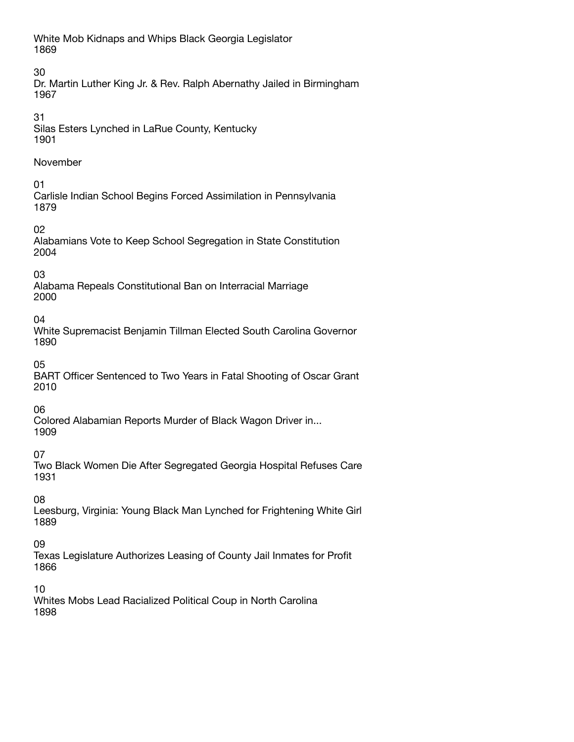White Mob Kidnaps and Whips Black Georgia Legislator
1869

30
Dr. Martin Luther King Jr. & Rev. Ralph Abernathy Jailed in Birmingham
1967

31
Silas Esters Lynched in LaRue County, Kentucky
1901

November

01
Carlisle Indian School Begins Forced Assimilation in Pennsylvania
1879

02
Alabamians Vote to Keep School Segregation in State Constitution
2004

03
Alabama Repeals Constitutional Ban on Interracial Marriage
2000

04
White Supremacist Benjamin Tillman Elected South Carolina Governor
1890

05
BART Officer Sentenced to Two Years in Fatal Shooting of Oscar Grant
2010

06
Colored Alabamian Reports Murder of Black Wagon Driver in...
1909

07
Two Black Women Die After Segregated Georgia Hospital Refuses Care
1931

08
Leesburg, Virginia: Young Black Man Lynched for Frightening White Girl
1889

09
Texas Legislature Authorizes Leasing of County Jail Inmates for Profit
1866

10
Whites Mobs Lead Racialized Political Coup in North Carolina
1898